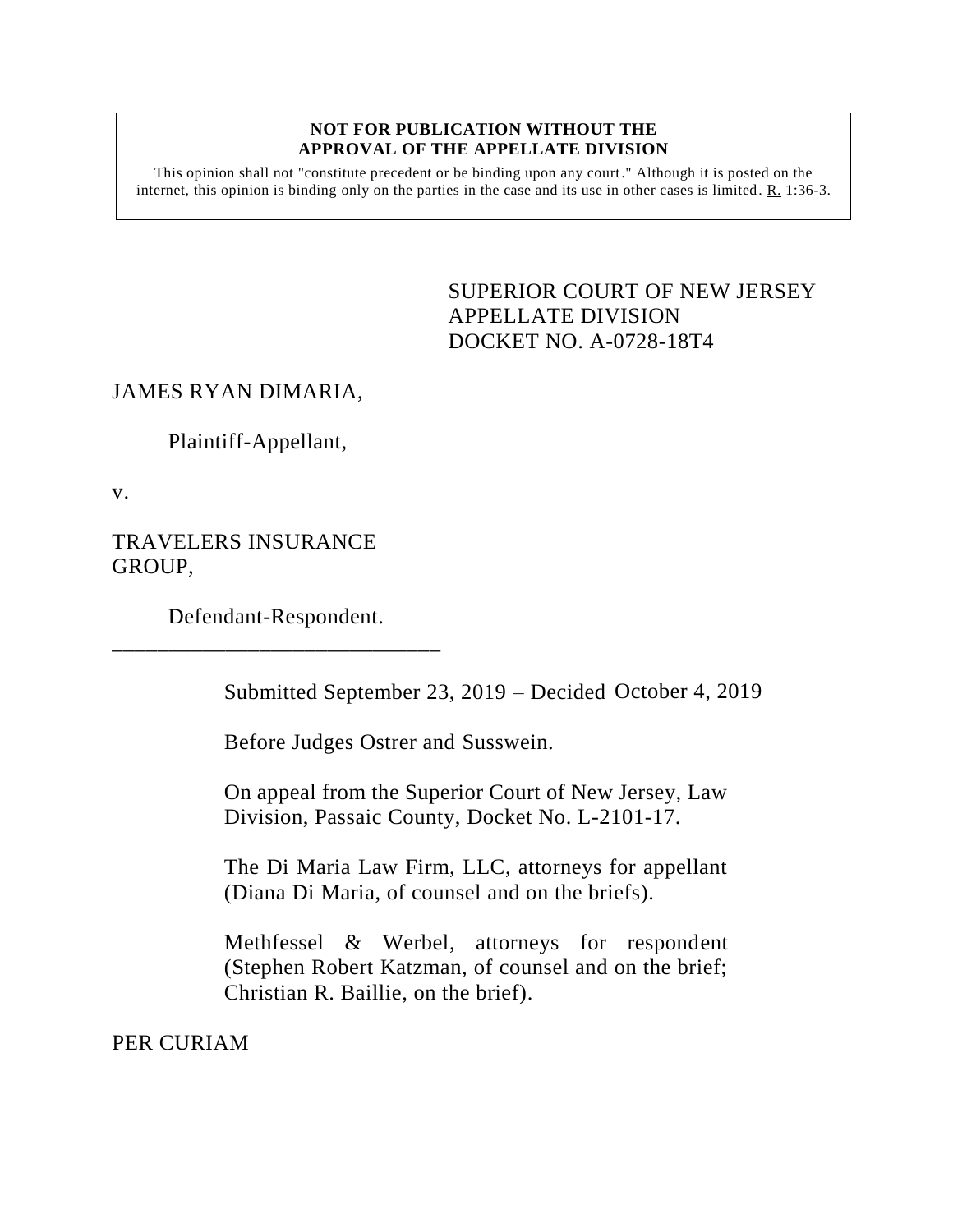**NOT FOR PUBLICATION WITHOUT THE APPROVAL OF THE APPELLATE DIVISION**

This opinion shall not "constitute precedent or be binding upon any court." Although it is posted on the internet, this opinion is binding only on the parties in the case and its use in other cases is limited. R. 1:36-3.

SUPERIOR COURT OF NEW JERSEY
APPELLATE DIVISION
DOCKET NO. A-0728-18T4

JAMES RYAN DIMARIA,

Plaintiff-Appellant,

v.

TRAVELERS INSURANCE GROUP,

Defendant-Respondent.

______________________________

Submitted September 23, 2019 – Decided October 4, 2019

Before Judges Ostrer and Susswein.

On appeal from the Superior Court of New Jersey, Law Division, Passaic County, Docket No. L-2101-17.

The Di Maria Law Firm, LLC, attorneys for appellant (Diana Di Maria, of counsel and on the briefs).

Methfessel & Werbel, attorneys for respondent (Stephen Robert Katzman, of counsel and on the brief; Christian R. Baillie, on the brief).

PER CURIAM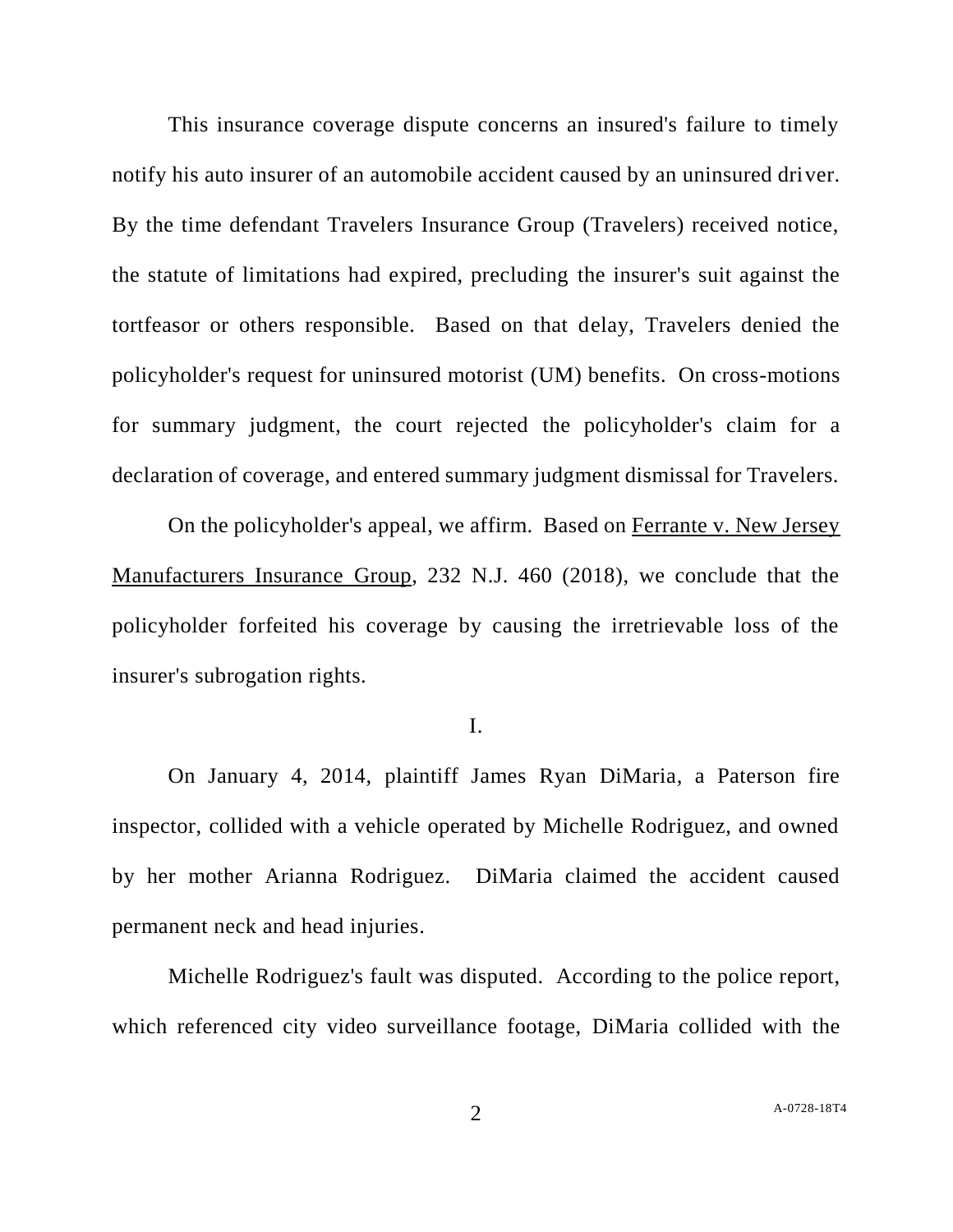This insurance coverage dispute concerns an insured's failure to timely notify his auto insurer of an automobile accident caused by an uninsured driver. By the time defendant Travelers Insurance Group (Travelers) received notice, the statute of limitations had expired, precluding the insurer's suit against the tortfeasor or others responsible. Based on that delay, Travelers denied the policyholder's request for uninsured motorist (UM) benefits. On cross-motions for summary judgment, the court rejected the policyholder's claim for a declaration of coverage, and entered summary judgment dismissal for Travelers.

On the policyholder's appeal, we affirm. Based on Ferrante v. New Jersey Manufacturers Insurance Group, 232 N.J. 460 (2018), we conclude that the policyholder forfeited his coverage by causing the irretrievable loss of the insurer's subrogation rights.

I.

On January 4, 2014, plaintiff James Ryan DiMaria, a Paterson fire inspector, collided with a vehicle operated by Michelle Rodriguez, and owned by her mother Arianna Rodriguez. DiMaria claimed the accident caused permanent neck and head injuries.

Michelle Rodriguez's fault was disputed. According to the police report, which referenced city video surveillance footage, DiMaria collided with the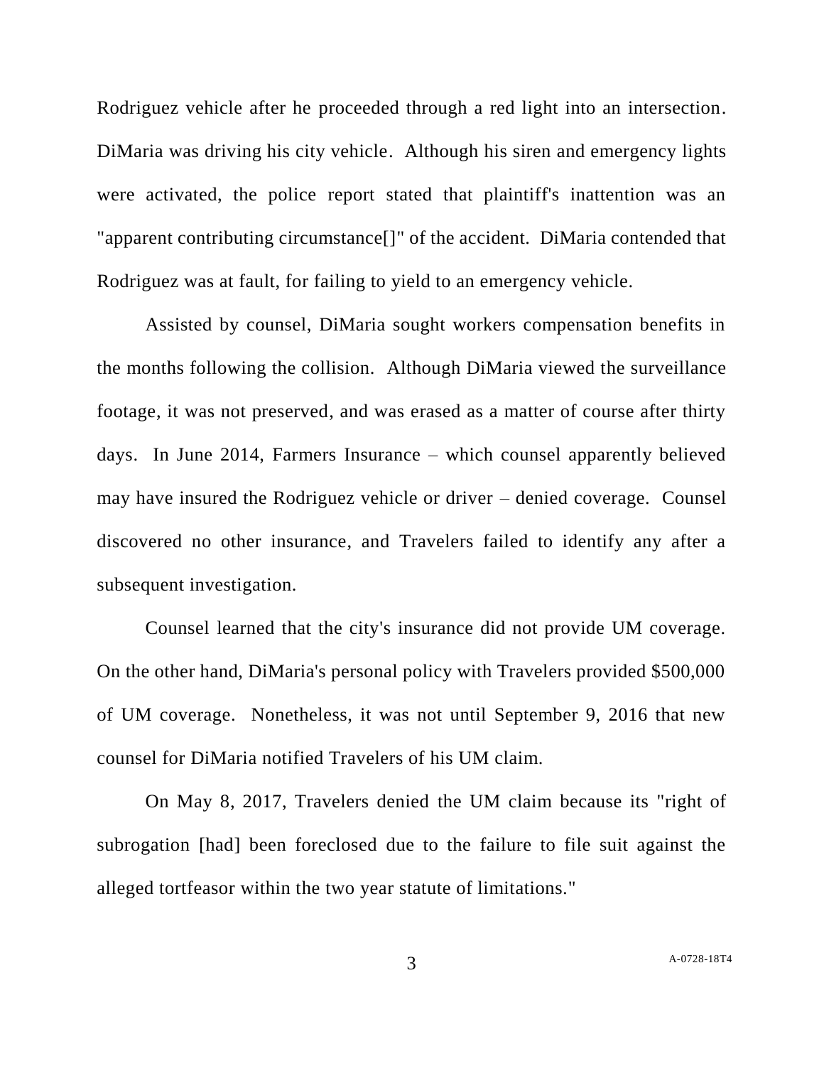Rodriguez vehicle after he proceeded through a red light into an intersection. DiMaria was driving his city vehicle. Although his siren and emergency lights were activated, the police report stated that plaintiff's inattention was an "apparent contributing circumstance[]" of the accident. DiMaria contended that Rodriguez was at fault, for failing to yield to an emergency vehicle.

Assisted by counsel, DiMaria sought workers compensation benefits in the months following the collision. Although DiMaria viewed the surveillance footage, it was not preserved, and was erased as a matter of course after thirty days. In June 2014, Farmers Insurance – which counsel apparently believed may have insured the Rodriguez vehicle or driver – denied coverage. Counsel discovered no other insurance, and Travelers failed to identify any after a subsequent investigation.

Counsel learned that the city's insurance did not provide UM coverage. On the other hand, DiMaria's personal policy with Travelers provided $500,000 of UM coverage. Nonetheless, it was not until September 9, 2016 that new counsel for DiMaria notified Travelers of his UM claim.

On May 8, 2017, Travelers denied the UM claim because its "right of subrogation [had] been foreclosed due to the failure to file suit against the alleged tortfeasor within the two year statute of limitations."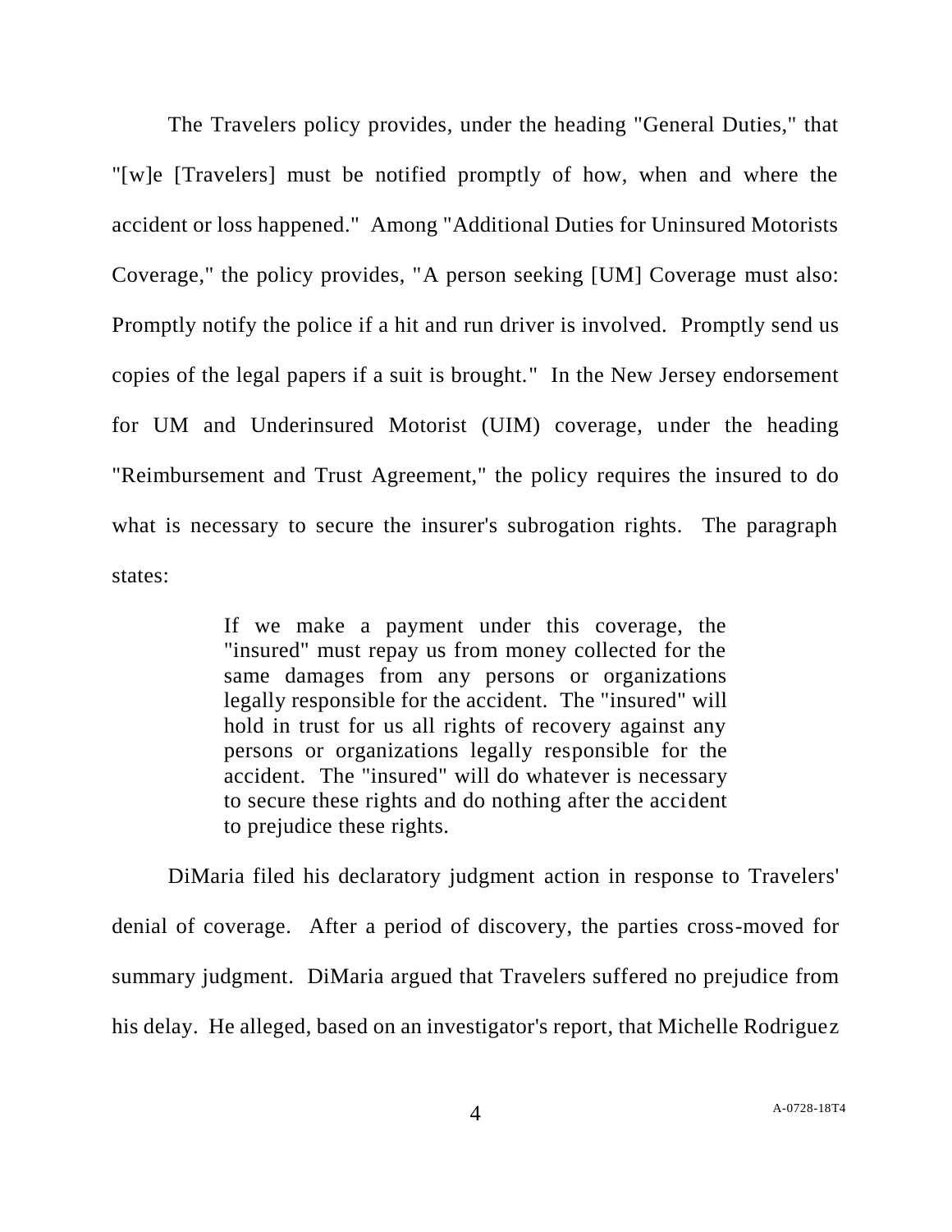The Travelers policy provides, under the heading "General Duties," that "[w]e [Travelers] must be notified promptly of how, when and where the accident or loss happened." Among "Additional Duties for Uninsured Motorists Coverage," the policy provides, "A person seeking [UM] Coverage must also: Promptly notify the police if a hit and run driver is involved. Promptly send us copies of the legal papers if a suit is brought." In the New Jersey endorsement for UM and Underinsured Motorist (UIM) coverage, under the heading "Reimbursement and Trust Agreement," the policy requires the insured to do what is necessary to secure the insurer's subrogation rights. The paragraph states:

> If we make a payment under this coverage, the "insured" must repay us from money collected for the same damages from any persons or organizations legally responsible for the accident. The "insured" will hold in trust for us all rights of recovery against any persons or organizations legally responsible for the accident. The "insured" will do whatever is necessary to secure these rights and do nothing after the accident to prejudice these rights.

DiMaria filed his declaratory judgment action in response to Travelers' denial of coverage. After a period of discovery, the parties cross-moved for summary judgment. DiMaria argued that Travelers suffered no prejudice from his delay. He alleged, based on an investigator's report, that Michelle Rodriguez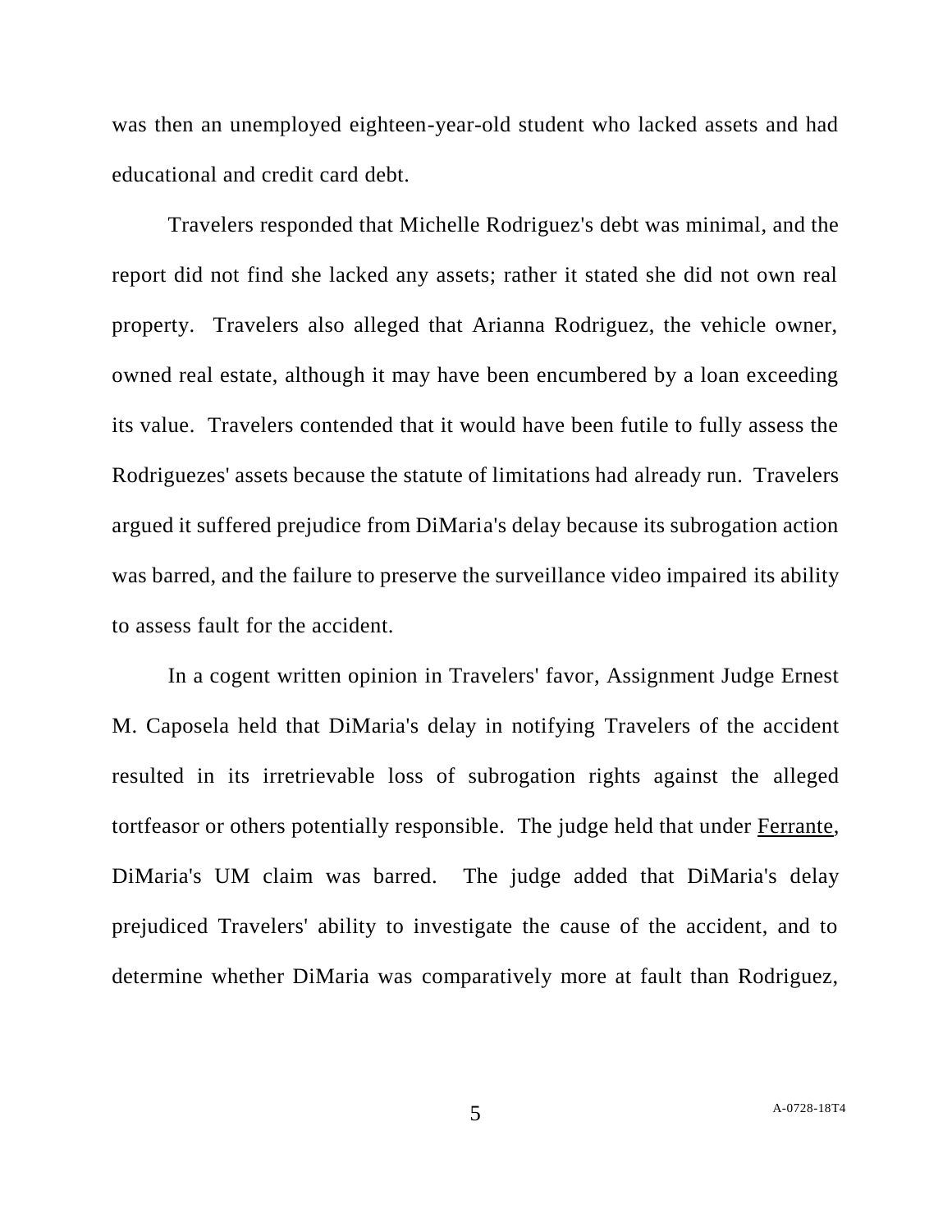was then an unemployed eighteen-year-old student who lacked assets and had educational and credit card debt.

Travelers responded that Michelle Rodriguez's debt was minimal, and the report did not find she lacked any assets; rather it stated she did not own real property. Travelers also alleged that Arianna Rodriguez, the vehicle owner, owned real estate, although it may have been encumbered by a loan exceeding its value. Travelers contended that it would have been futile to fully assess the Rodriguezes' assets because the statute of limitations had already run. Travelers argued it suffered prejudice from DiMaria's delay because its subrogation action was barred, and the failure to preserve the surveillance video impaired its ability to assess fault for the accident.

In a cogent written opinion in Travelers' favor, Assignment Judge Ernest M. Caposela held that DiMaria's delay in notifying Travelers of the accident resulted in its irretrievable loss of subrogation rights against the alleged tortfeasor or others potentially responsible. The judge held that under Ferrante, DiMaria's UM claim was barred. The judge added that DiMaria's delay prejudiced Travelers' ability to investigate the cause of the accident, and to determine whether DiMaria was comparatively more at fault than Rodriguez,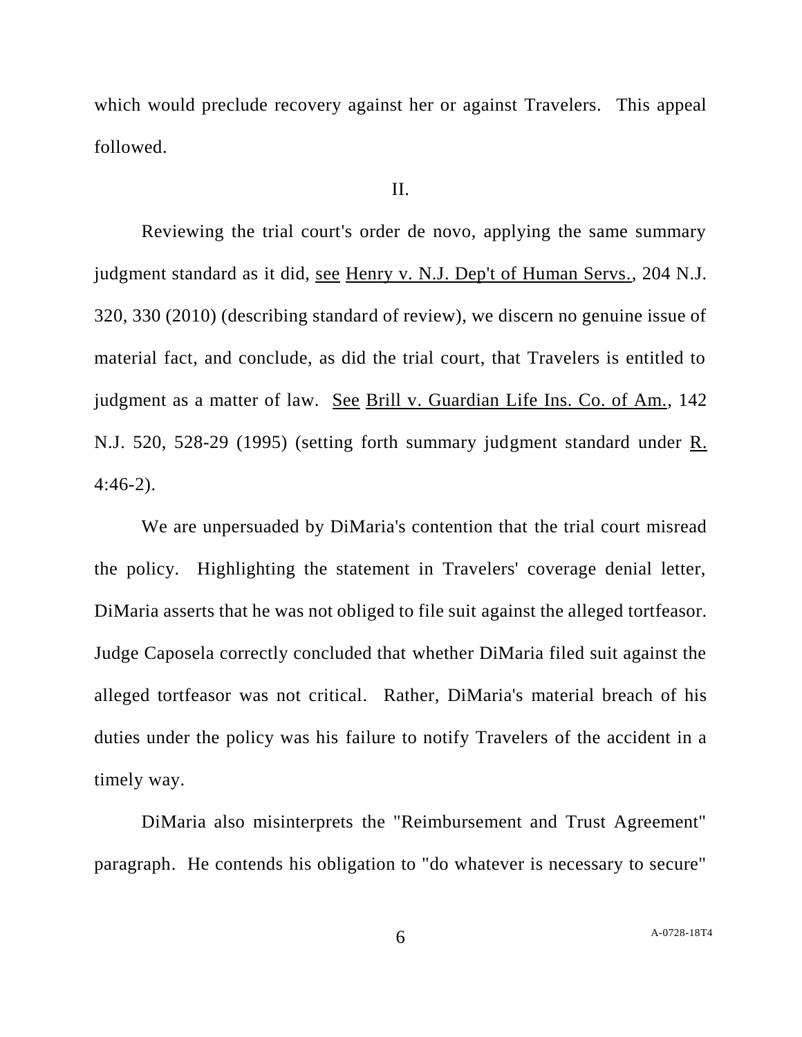which would preclude recovery against her or against Travelers. This appeal followed.

II.

Reviewing the trial court's order de novo, applying the same summary judgment standard as it did, see Henry v. N.J. Dep't of Human Servs., 204 N.J. 320, 330 (2010) (describing standard of review), we discern no genuine issue of material fact, and conclude, as did the trial court, that Travelers is entitled to judgment as a matter of law. See Brill v. Guardian Life Ins. Co. of Am., 142 N.J. 520, 528-29 (1995) (setting forth summary judgment standard under R. 4:46-2).

We are unpersuaded by DiMaria's contention that the trial court misread the policy. Highlighting the statement in Travelers' coverage denial letter, DiMaria asserts that he was not obliged to file suit against the alleged tortfeasor. Judge Caposela correctly concluded that whether DiMaria filed suit against the alleged tortfeasor was not critical. Rather, DiMaria's material breach of his duties under the policy was his failure to notify Travelers of the accident in a timely way.

DiMaria also misinterprets the "Reimbursement and Trust Agreement" paragraph. He contends his obligation to "do whatever is necessary to secure"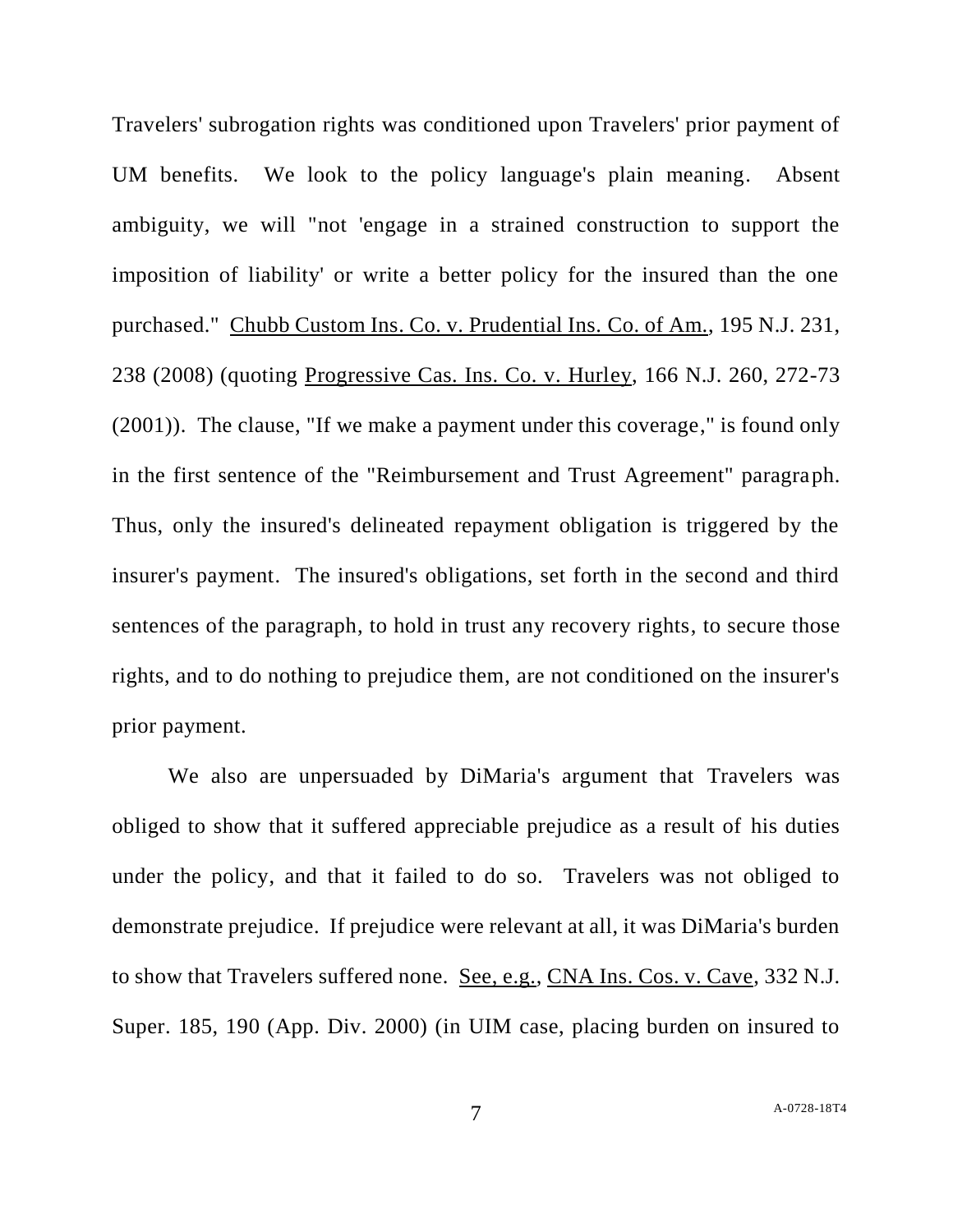Travelers' subrogation rights was conditioned upon Travelers' prior payment of UM benefits. We look to the policy language's plain meaning. Absent ambiguity, we will "not 'engage in a strained construction to support the imposition of liability' or write a better policy for the insured than the one purchased." Chubb Custom Ins. Co. v. Prudential Ins. Co. of Am., 195 N.J. 231, 238 (2008) (quoting Progressive Cas. Ins. Co. v. Hurley, 166 N.J. 260, 272-73 (2001)). The clause, "If we make a payment under this coverage," is found only in the first sentence of the "Reimbursement and Trust Agreement" paragraph. Thus, only the insured's delineated repayment obligation is triggered by the insurer's payment. The insured's obligations, set forth in the second and third sentences of the paragraph, to hold in trust any recovery rights, to secure those rights, and to do nothing to prejudice them, are not conditioned on the insurer's prior payment.

We also are unpersuaded by DiMaria's argument that Travelers was obliged to show that it suffered appreciable prejudice as a result of his duties under the policy, and that it failed to do so. Travelers was not obliged to demonstrate prejudice. If prejudice were relevant at all, it was DiMaria's burden to show that Travelers suffered none. See, e.g., CNA Ins. Cos. v. Cave, 332 N.J. Super. 185, 190 (App. Div. 2000) (in UIM case, placing burden on insured to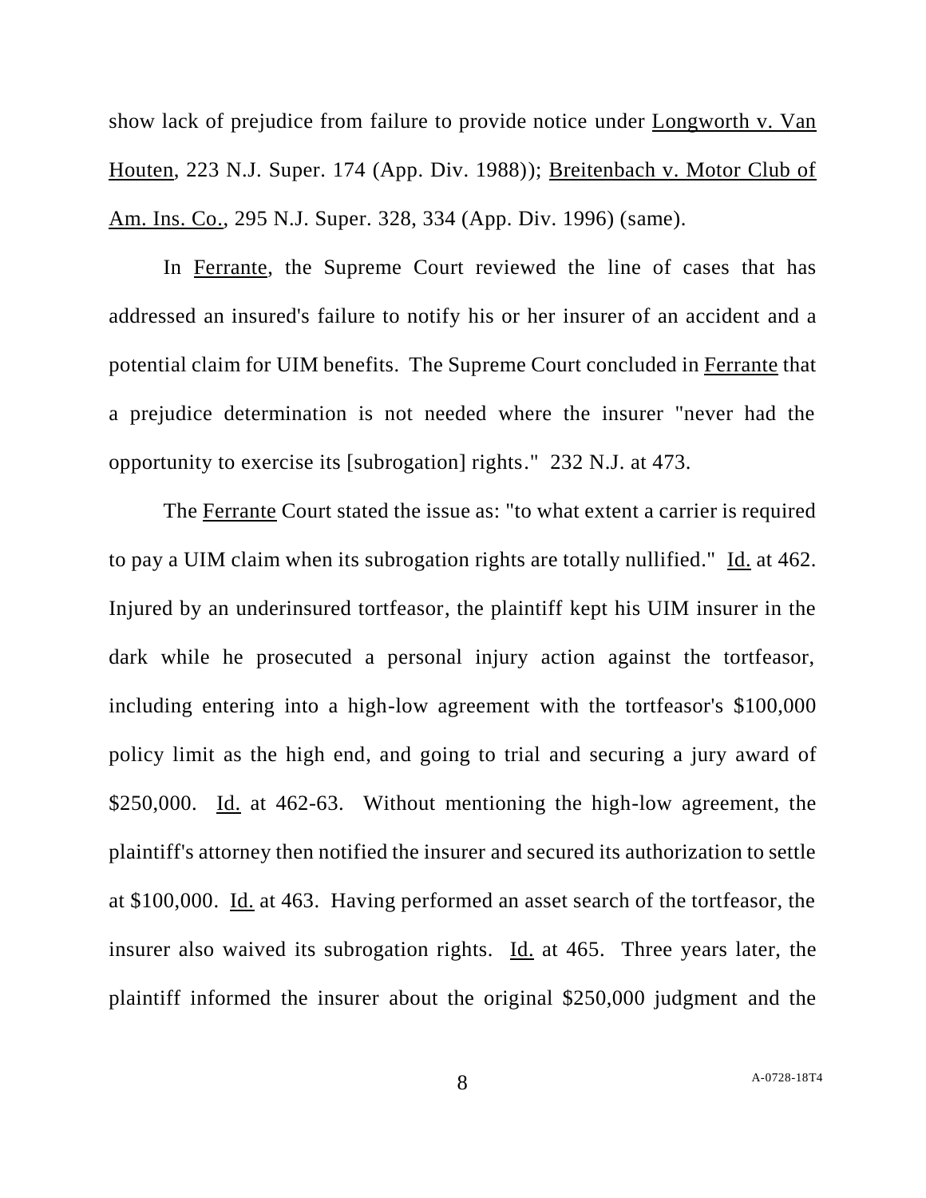show lack of prejudice from failure to provide notice under Longworth v. Van Houten, 223 N.J. Super. 174 (App. Div. 1988)); Breitenbach v. Motor Club of Am. Ins. Co., 295 N.J. Super. 328, 334 (App. Div. 1996) (same).

In Ferrante, the Supreme Court reviewed the line of cases that has addressed an insured's failure to notify his or her insurer of an accident and a potential claim for UIM benefits. The Supreme Court concluded in Ferrante that a prejudice determination is not needed where the insurer "never had the opportunity to exercise its [subrogation] rights." 232 N.J. at 473.

The Ferrante Court stated the issue as: "to what extent a carrier is required to pay a UIM claim when its subrogation rights are totally nullified." Id. at 462. Injured by an underinsured tortfeasor, the plaintiff kept his UIM insurer in the dark while he prosecuted a personal injury action against the tortfeasor, including entering into a high-low agreement with the tortfeasor's $100,000 policy limit as the high end, and going to trial and securing a jury award of $250,000. Id. at 462-63. Without mentioning the high-low agreement, the plaintiff's attorney then notified the insurer and secured its authorization to settle at $100,000. Id. at 463. Having performed an asset search of the tortfeasor, the insurer also waived its subrogation rights. Id. at 465. Three years later, the plaintiff informed the insurer about the original $250,000 judgment and the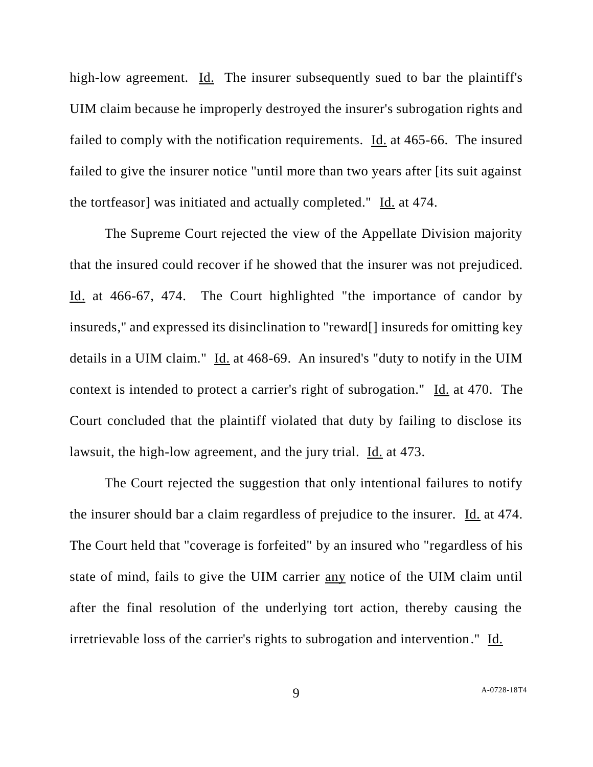high-low agreement. Id. The insurer subsequently sued to bar the plaintiff's UIM claim because he improperly destroyed the insurer's subrogation rights and failed to comply with the notification requirements. Id. at 465-66. The insured failed to give the insurer notice "until more than two years after [its suit against the tortfeasor] was initiated and actually completed." Id. at 474.

The Supreme Court rejected the view of the Appellate Division majority that the insured could recover if he showed that the insurer was not prejudiced. Id. at 466-67, 474. The Court highlighted "the importance of candor by insureds," and expressed its disinclination to "reward[] insureds for omitting key details in a UIM claim." Id. at 468-69. An insured's "duty to notify in the UIM context is intended to protect a carrier's right of subrogation." Id. at 470. The Court concluded that the plaintiff violated that duty by failing to disclose its lawsuit, the high-low agreement, and the jury trial. Id. at 473.

The Court rejected the suggestion that only intentional failures to notify the insurer should bar a claim regardless of prejudice to the insurer. Id. at 474. The Court held that "coverage is forfeited" by an insured who "regardless of his state of mind, fails to give the UIM carrier any notice of the UIM claim until after the final resolution of the underlying tort action, thereby causing the irretrievable loss of the carrier's rights to subrogation and intervention." Id.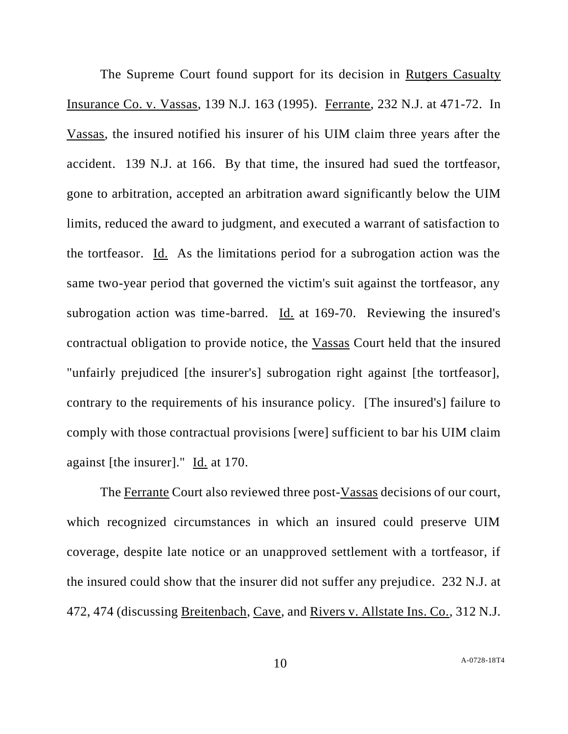The Supreme Court found support for its decision in Rutgers Casualty Insurance Co. v. Vassas, 139 N.J. 163 (1995). Ferrante, 232 N.J. at 471-72. In Vassas, the insured notified his insurer of his UIM claim three years after the accident. 139 N.J. at 166. By that time, the insured had sued the tortfeasor, gone to arbitration, accepted an arbitration award significantly below the UIM limits, reduced the award to judgment, and executed a warrant of satisfaction to the tortfeasor. Id. As the limitations period for a subrogation action was the same two-year period that governed the victim's suit against the tortfeasor, any subrogation action was time-barred. Id. at 169-70. Reviewing the insured's contractual obligation to provide notice, the Vassas Court held that the insured "unfairly prejudiced [the insurer's] subrogation right against [the tortfeasor], contrary to the requirements of his insurance policy. [The insured's] failure to comply with those contractual provisions [were] sufficient to bar his UIM claim against [the insurer]." Id. at 170.

The Ferrante Court also reviewed three post-Vassas decisions of our court, which recognized circumstances in which an insured could preserve UIM coverage, despite late notice or an unapproved settlement with a tortfeasor, if the insured could show that the insurer did not suffer any prejudice. 232 N.J. at 472, 474 (discussing Breitenbach, Cave, and Rivers v. Allstate Ins. Co., 312 N.J.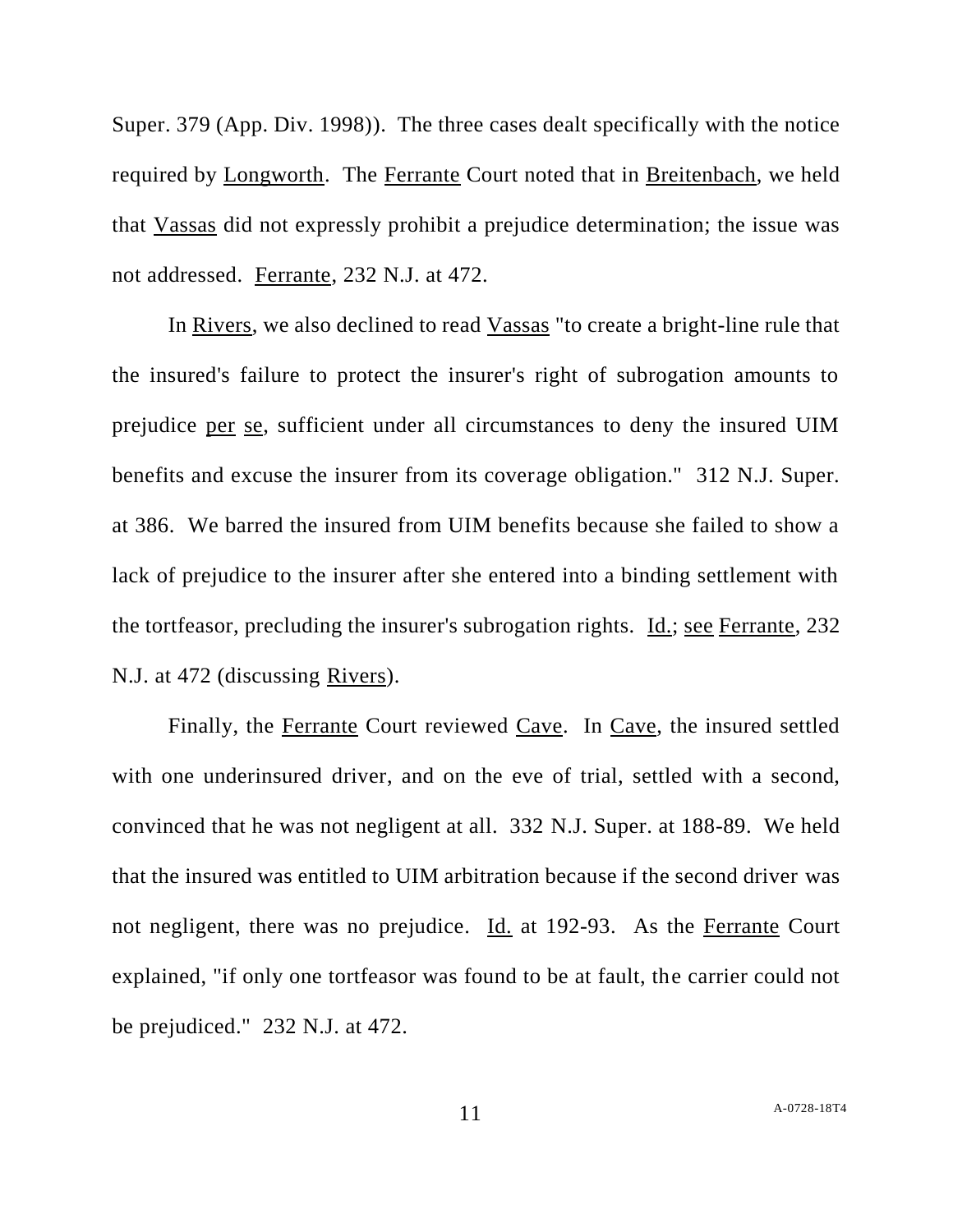Super. 379 (App. Div. 1998)). The three cases dealt specifically with the notice required by Longworth. The Ferrante Court noted that in Breitenbach, we held that Vassas did not expressly prohibit a prejudice determination; the issue was not addressed. Ferrante, 232 N.J. at 472.

In Rivers, we also declined to read Vassas "to create a bright-line rule that the insured's failure to protect the insurer's right of subrogation amounts to prejudice per se, sufficient under all circumstances to deny the insured UIM benefits and excuse the insurer from its coverage obligation." 312 N.J. Super. at 386. We barred the insured from UIM benefits because she failed to show a lack of prejudice to the insurer after she entered into a binding settlement with the tortfeasor, precluding the insurer's subrogation rights. Id.; see Ferrante, 232 N.J. at 472 (discussing Rivers).

Finally, the Ferrante Court reviewed Cave. In Cave, the insured settled with one underinsured driver, and on the eve of trial, settled with a second, convinced that he was not negligent at all. 332 N.J. Super. at 188-89. We held that the insured was entitled to UIM arbitration because if the second driver was not negligent, there was no prejudice. Id. at 192-93. As the Ferrante Court explained, "if only one tortfeasor was found to be at fault, the carrier could not be prejudiced." 232 N.J. at 472.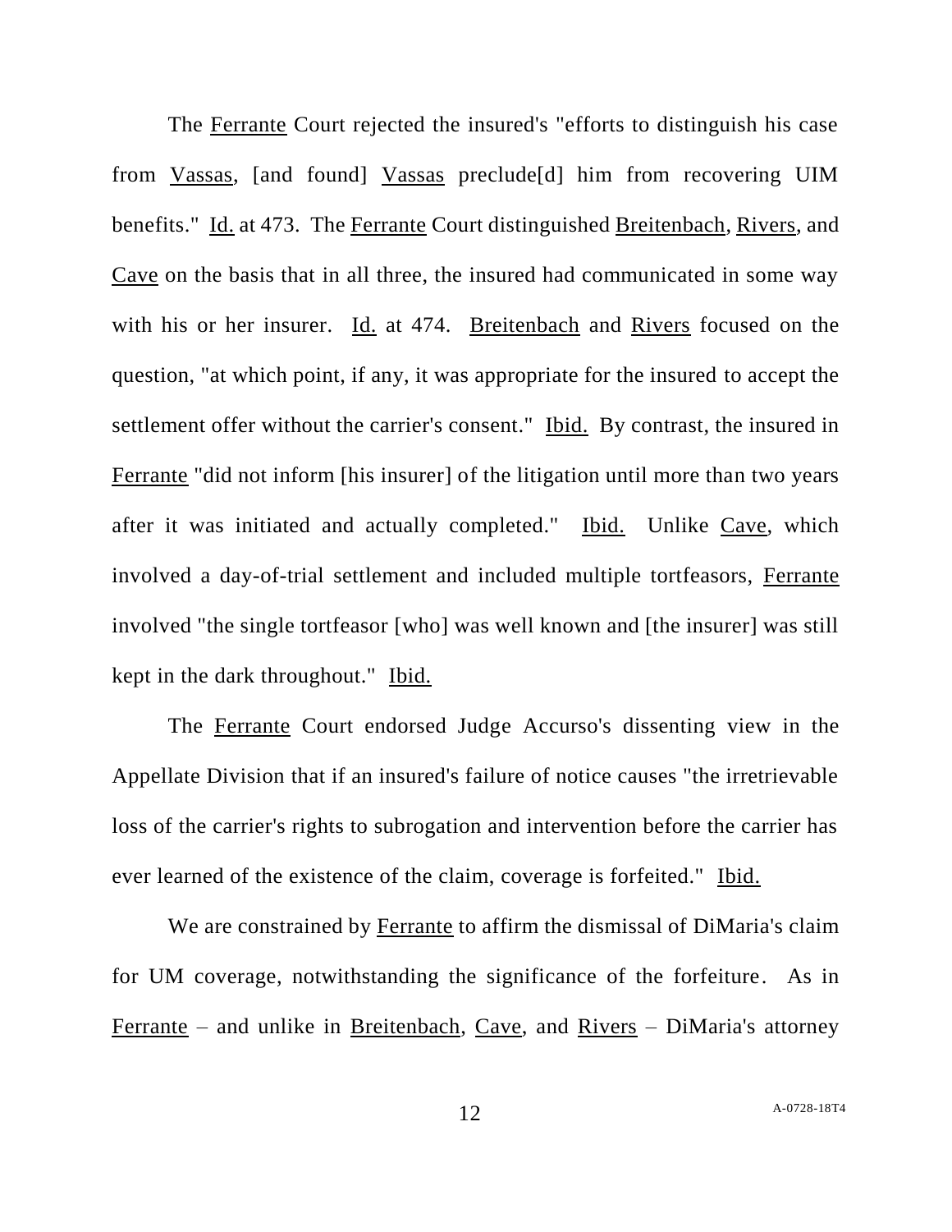The Ferrante Court rejected the insured's "efforts to distinguish his case from Vassas, [and found] Vassas preclude[d] him from recovering UIM benefits." Id. at 473. The Ferrante Court distinguished Breitenbach, Rivers, and Cave on the basis that in all three, the insured had communicated in some way with his or her insurer. Id. at 474. Breitenbach and Rivers focused on the question, "at which point, if any, it was appropriate for the insured to accept the settlement offer without the carrier's consent." Ibid. By contrast, the insured in Ferrante "did not inform [his insurer] of the litigation until more than two years after it was initiated and actually completed." Ibid. Unlike Cave, which involved a day-of-trial settlement and included multiple tortfeasors, Ferrante involved "the single tortfeasor [who] was well known and [the insurer] was still kept in the dark throughout." Ibid.

The Ferrante Court endorsed Judge Accurso's dissenting view in the Appellate Division that if an insured's failure of notice causes "the irretrievable loss of the carrier's rights to subrogation and intervention before the carrier has ever learned of the existence of the claim, coverage is forfeited." Ibid.

We are constrained by Ferrante to affirm the dismissal of DiMaria's claim for UM coverage, notwithstanding the significance of the forfeiture. As in Ferrante – and unlike in Breitenbach, Cave, and Rivers – DiMaria's attorney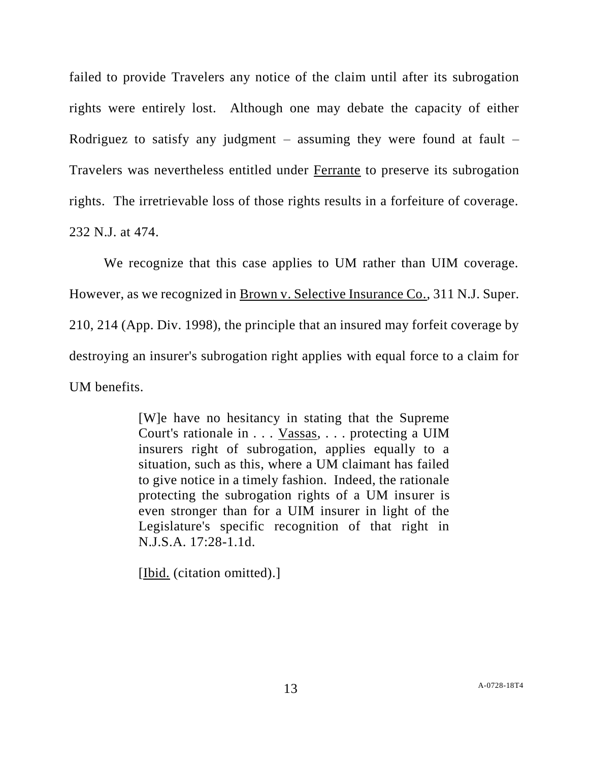failed to provide Travelers any notice of the claim until after its subrogation rights were entirely lost. Although one may debate the capacity of either Rodriguez to satisfy any judgment – assuming they were found at fault – Travelers was nevertheless entitled under Ferrante to preserve its subrogation rights. The irretrievable loss of those rights results in a forfeiture of coverage. 232 N.J. at 474.

We recognize that this case applies to UM rather than UIM coverage. However, as we recognized in Brown v. Selective Insurance Co., 311 N.J. Super. 210, 214 (App. Div. 1998), the principle that an insured may forfeit coverage by destroying an insurer's subrogation right applies with equal force to a claim for UM benefits.

> [W]e have no hesitancy in stating that the Supreme Court's rationale in . . . Vassas, . . . protecting a UIM insurers right of subrogation, applies equally to a situation, such as this, where a UM claimant has failed to give notice in a timely fashion. Indeed, the rationale protecting the subrogation rights of a UM insurer is even stronger than for a UIM insurer in light of the Legislature's specific recognition of that right in N.J.S.A. 17:28-1.1d.
>
> [Ibid. (citation omitted).]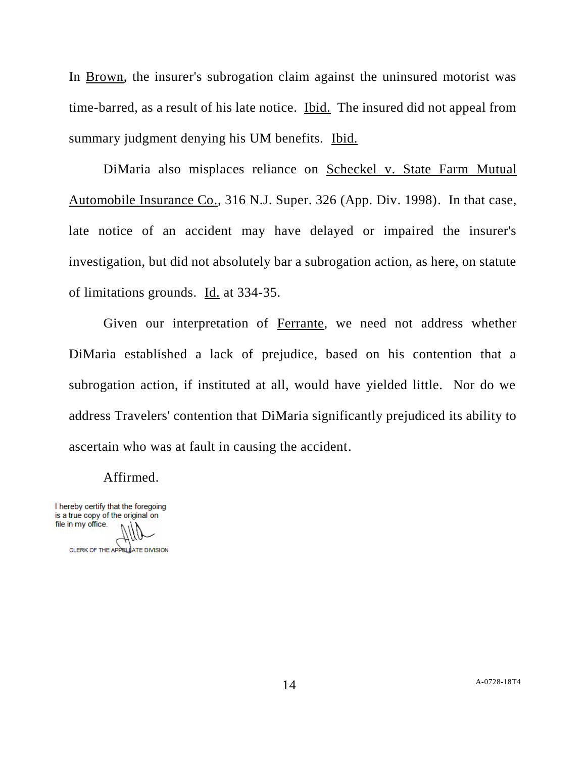In Brown, the insurer's subrogation claim against the uninsured motorist was time-barred, as a result of his late notice. Ibid. The insured did not appeal from summary judgment denying his UM benefits. Ibid.

DiMaria also misplaces reliance on Scheckel v. State Farm Mutual Automobile Insurance Co., 316 N.J. Super. 326 (App. Div. 1998). In that case, late notice of an accident may have delayed or impaired the insurer's investigation, but did not absolutely bar a subrogation action, as here, on statute of limitations grounds. Id. at 334-35.

Given our interpretation of Ferrante, we need not address whether DiMaria established a lack of prejudice, based on his contention that a subrogation action, if instituted at all, would have yielded little. Nor do we address Travelers' contention that DiMaria significantly prejudiced its ability to ascertain who was at fault in causing the accident.

Affirmed.

I hereby certify that the foregoing is a true copy of the original on file in my office.

CLERK OF THE APPELLATE DIVISION